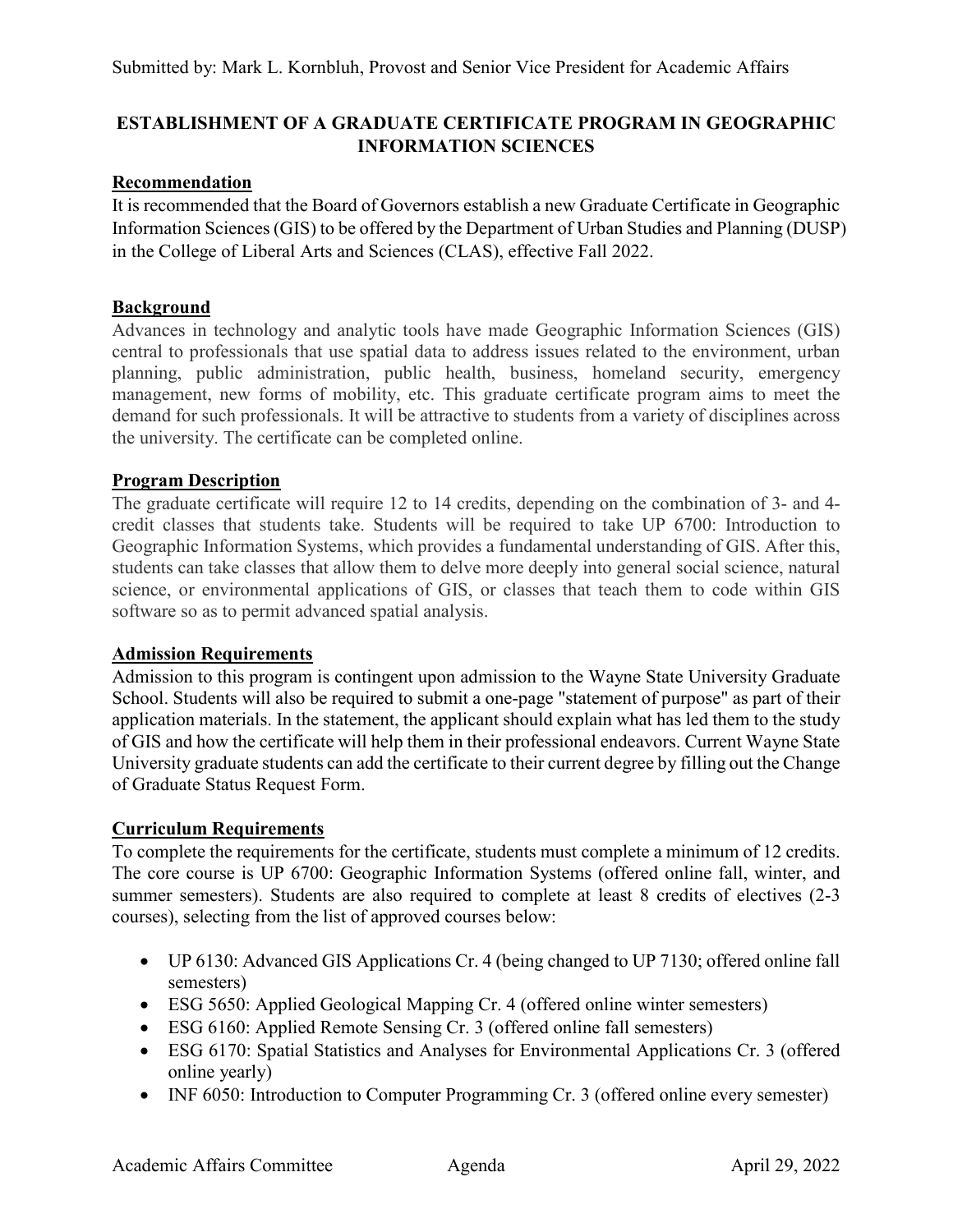Submitted by: Mark L. Kornbluh, Provost and Senior Vice President for Academic Affairs

# ESTABLISHMENT OF A GRADUATE CERTIFICATE PROGRAM IN GEOGRAPHIC INFORMATION SCIENCES

## Recommendation

It is recommended that the Board of Governors establish a new Graduate Certificate in Geographic Information Sciences (GIS) to be offered by the Department of Urban Studies and Planning (DUSP) in the College of Liberal Arts and Sciences (CLAS), effective Fall 2022.

## Background

Advances in technology and analytic tools have made Geographic Information Sciences (GIS) central to professionals that use spatial data to address issues related to the environment, urban planning, public administration, public health, business, homeland security, emergency management, new forms of mobility, etc. This graduate certificate program aims to meet the demand for such professionals. It will be attractive to students from a variety of disciplines across the university. The certificate can be completed online.

## Program Description

The graduate certificate will require 12 to 14 credits, depending on the combination of 3- and 4-credit classes that students take. Students will be required to take UP 6700: Introduction to Geographic Information Systems, which provides a fundamental understanding of GIS. After this, students can take classes that allow them to delve more deeply into general social science, natural science, or environmental applications of GIS, or classes that teach them to code within GIS software so as to permit advanced spatial analysis.

## Admission Requirements

Admission to this program is contingent upon admission to the Wayne State University Graduate School. Students will also be required to submit a one-page "statement of purpose" as part of their application materials. In the statement, the applicant should explain what has led them to the study of GIS and how the certificate will help them in their professional endeavors. Current Wayne State University graduate students can add the certificate to their current degree by filling out the Change of Graduate Status Request Form.

## Curriculum Requirements

To complete the requirements for the certificate, students must complete a minimum of 12 credits. The core course is UP 6700: Geographic Information Systems (offered online fall, winter, and summer semesters). Students are also required to complete at least 8 credits of electives (2-3 courses), selecting from the list of approved courses below:

- UP 6130: Advanced GIS Applications Cr. 4 (being changed to UP 7130; offered online fall semesters)
- ESG 5650: Applied Geological Mapping Cr. 4 (offered online winter semesters)
- ESG 6160: Applied Remote Sensing Cr. 3 (offered online fall semesters)
- ESG 6170: Spatial Statistics and Analyses for Environmental Applications Cr. 3 (offered online yearly)
- INF 6050: Introduction to Computer Programming Cr. 3 (offered online every semester)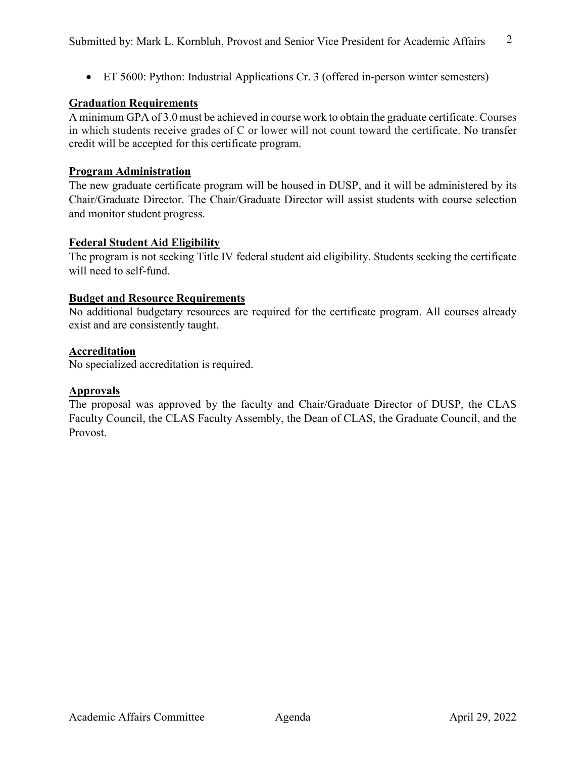- ET 5600: Python: Industrial Applications Cr. 3 (offered in-person winter semesters)

**Graduation Requirements**

A minimum GPA of 3.0 must be achieved in course work to obtain the graduate certificate. Courses in which students receive grades of C or lower will not count toward the certificate. No transfer credit will be accepted for this certificate program.

**Program Administration**

The new graduate certificate program will be housed in DUSP, and it will be administered by its Chair/Graduate Director. The Chair/Graduate Director will assist students with course selection and monitor student progress.

**Federal Student Aid Eligibility**

The program is not seeking Title IV federal student aid eligibility. Students seeking the certificate will need to self-fund.

**Budget and Resource Requirements**

No additional budgetary resources are required for the certificate program. All courses already exist and are consistently taught.

**Accreditation**

No specialized accreditation is required.

**Approvals**

The proposal was approved by the faculty and Chair/Graduate Director of DUSP, the CLAS Faculty Council, the CLAS Faculty Assembly, the Dean of CLAS, the Graduate Council, and the Provost.